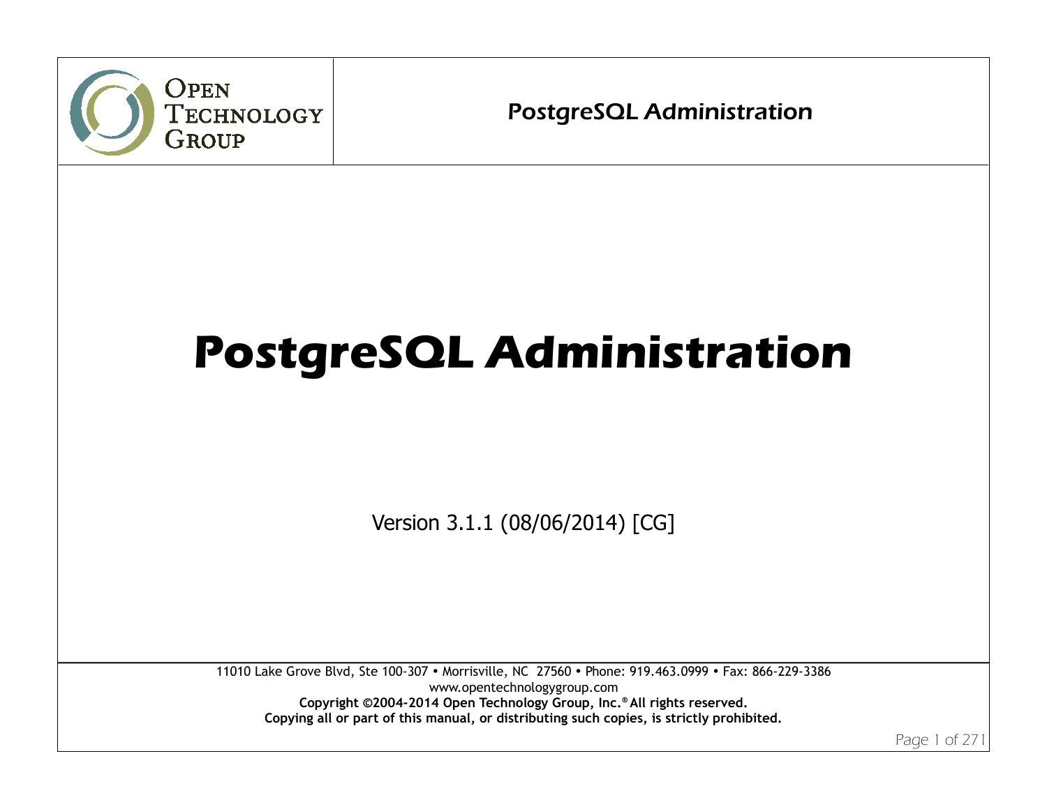# PostgreSQL Administration

Version 3.1.1 (08/06/2014) [CG]

11010 Lake Grove Blvd, Ste 100-307 • Morrisville, NC 27560 • Phone: 919.463.0999 • Fax: 866-229-3386

www.opentechnologygroup.com

**Copyright ©2004-2014 Open Technology Group, Inc.® All rights reserved.**

**Copying all or part of this manual, or distributing such copies, is strictly prohibited.**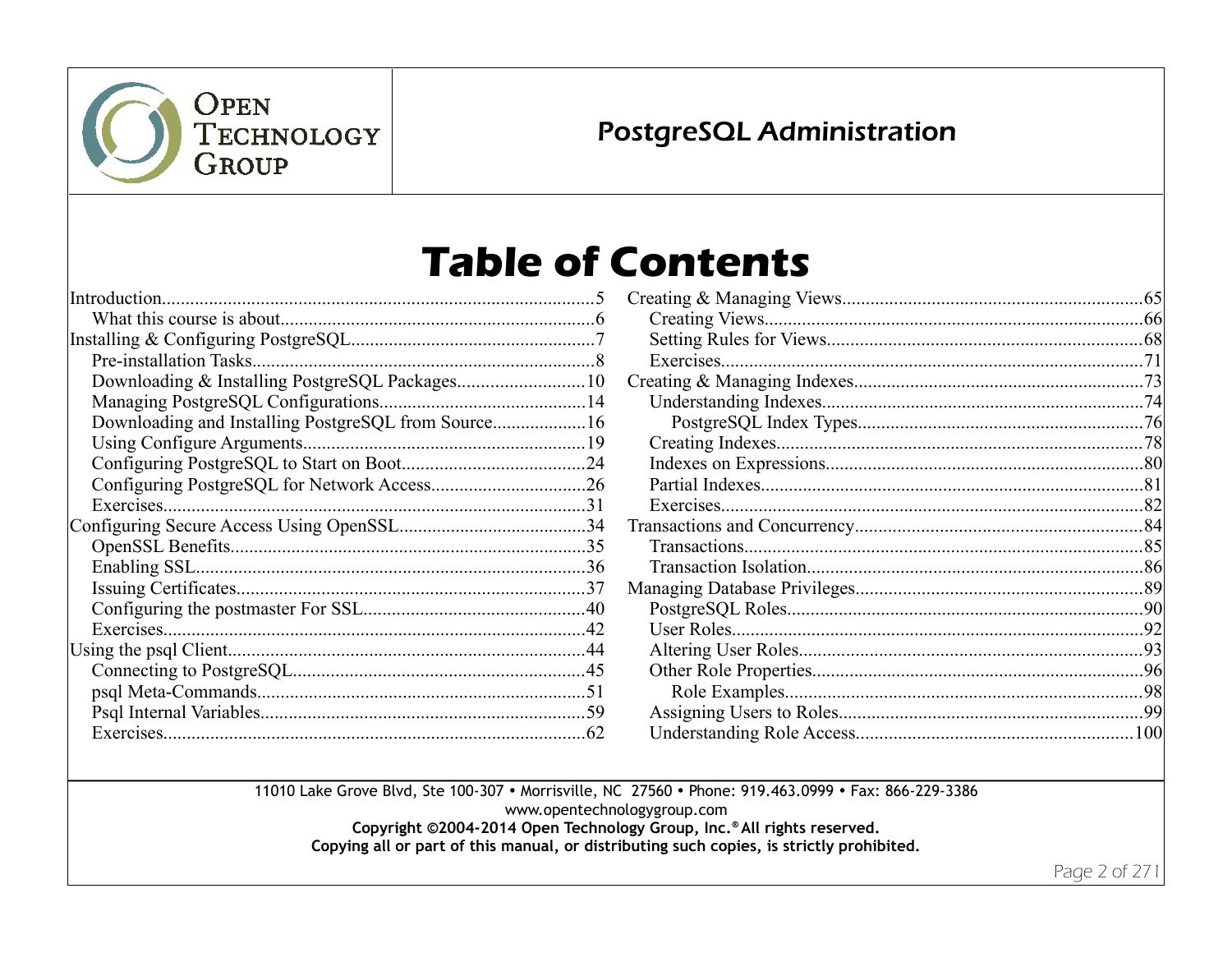# Table of Contents

- Introduction.....5
  - What this course is about.....6
- Installing & Configuring PostgreSQL.....7
  - Pre-installation Tasks.....8
  - Downloading & Installing PostgreSQL Packages.....10
  - Managing PostgreSQL Configurations.....14
  - Downloading and Installing PostgreSQL from Source.....16
  - Using Configure Arguments.....19
  - Configuring PostgreSQL to Start on Boot.....24
  - Configuring PostgreSQL for Network Access.....26
  - Exercises.....31
- Configuring Secure Access Using OpenSSL.....34
  - OpenSSL Benefits.....35
  - Enabling SSL.....36
  - Issuing Certificates.....37
  - Configuring the postmaster For SSL.....40
  - Exercises.....42
- Using the psql Client.....44
  - Connecting to PostgreSQL.....45
  - psql Meta-Commands.....51
  - Psql Internal Variables.....59
  - Exercises.....62
- Creating & Managing Views.....65
  - Creating Views.....66
  - Setting Rules for Views.....68
  - Exercises.....71
- Creating & Managing Indexes.....73
  - Understanding Indexes.....74
    - PostgreSQL Index Types.....76
  - Creating Indexes.....78
  - Indexes on Expressions.....80
  - Partial Indexes.....81
  - Exercises.....82
- Transactions and Concurrency.....84
  - Transactions.....85
  - Transaction Isolation.....86
- Managing Database Privileges.....89
  - PostgreSQL Roles.....90
  - User Roles.....92
  - Altering User Roles.....93
  - Other Role Properties.....96
    - Role Examples.....98
  - Assigning Users to Roles.....99
  - Understanding Role Access.....100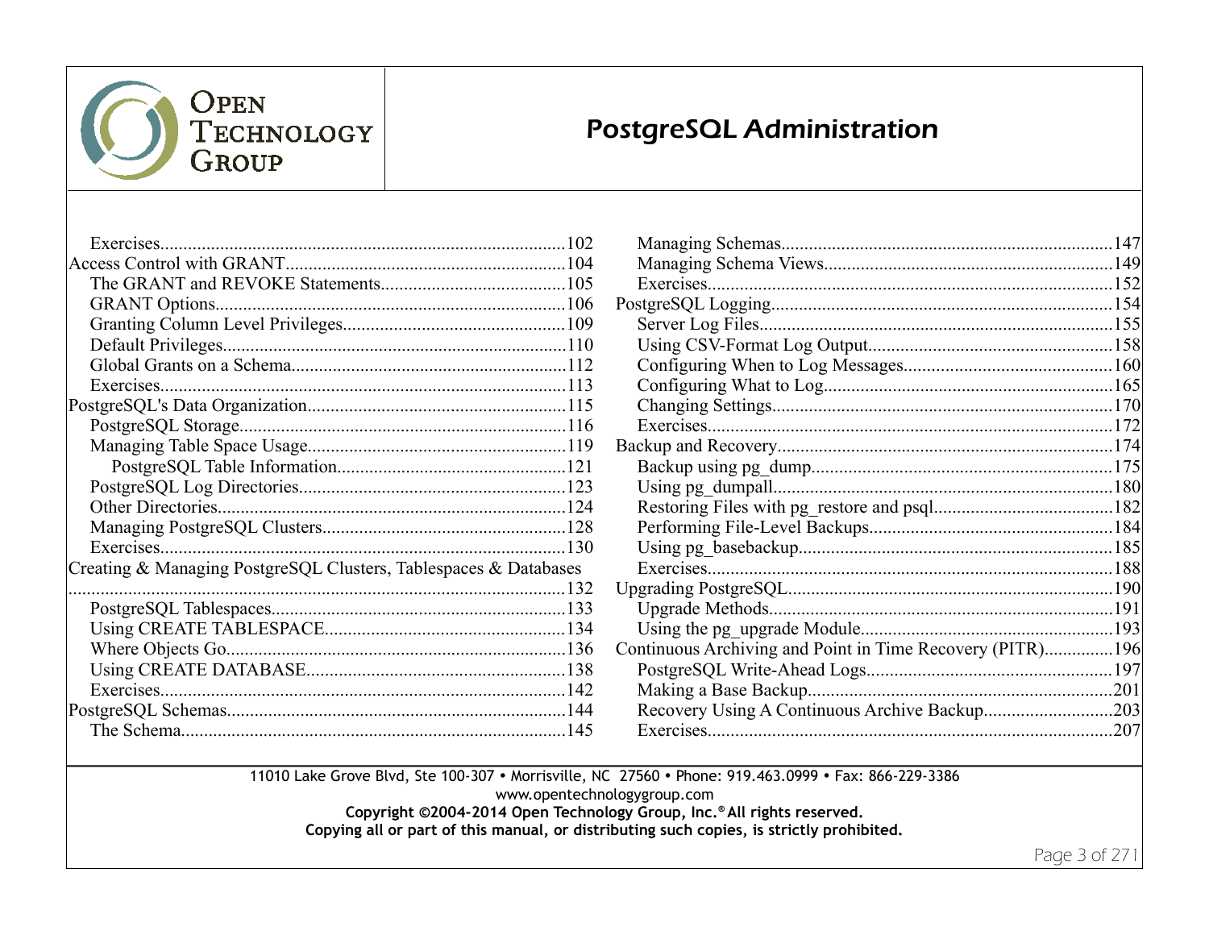- Exercises......102
- Access Control with GRANT......104
  - The GRANT and REVOKE Statements......105
  - GRANT Options......106
  - Granting Column Level Privileges......109
  - Default Privileges......110
  - Global Grants on a Schema......112
  - Exercises......113
- PostgreSQL's Data Organization......115
  - PostgreSQL Storage......116
  - Managing Table Space Usage......119
    - PostgreSQL Table Information......121
  - PostgreSQL Log Directories......123
  - Other Directories......124
  - Managing PostgreSQL Clusters......128
  - Exercises......130
- Creating & Managing PostgreSQL Clusters, Tablespaces & Databases......132
  - PostgreSQL Tablespaces......133
  - Using CREATE TABLESPACE......134
  - Where Objects Go......136
  - Using CREATE DATABASE......138
  - Exercises......142
- PostgreSQL Schemas......144
  - The Schema......145
  - Managing Schemas......147
  - Managing Schema Views......149
  - Exercises......152
- PostgreSQL Logging......154
  - Server Log Files......155
  - Using CSV-Format Log Output......158
  - Configuring When to Log Messages......160
  - Configuring What to Log......165
  - Changing Settings......170
  - Exercises......172
- Backup and Recovery......174
  - Backup using pg_dump......175
  - Using pg_dumpall......180
  - Restoring Files with pg_restore and psql......182
  - Performing File-Level Backups......184
  - Using pg_basebackup......185
  - Exercises......188
- Upgrading PostgreSQL......190
  - Upgrade Methods......191
  - Using the pg_upgrade Module......193
- Continuous Archiving and Point in Time Recovery (PITR)......196
  - PostgreSQL Write-Ahead Logs......197
  - Making a Base Backup......201
  - Recovery Using A Continuous Archive Backup......203
  - Exercises......207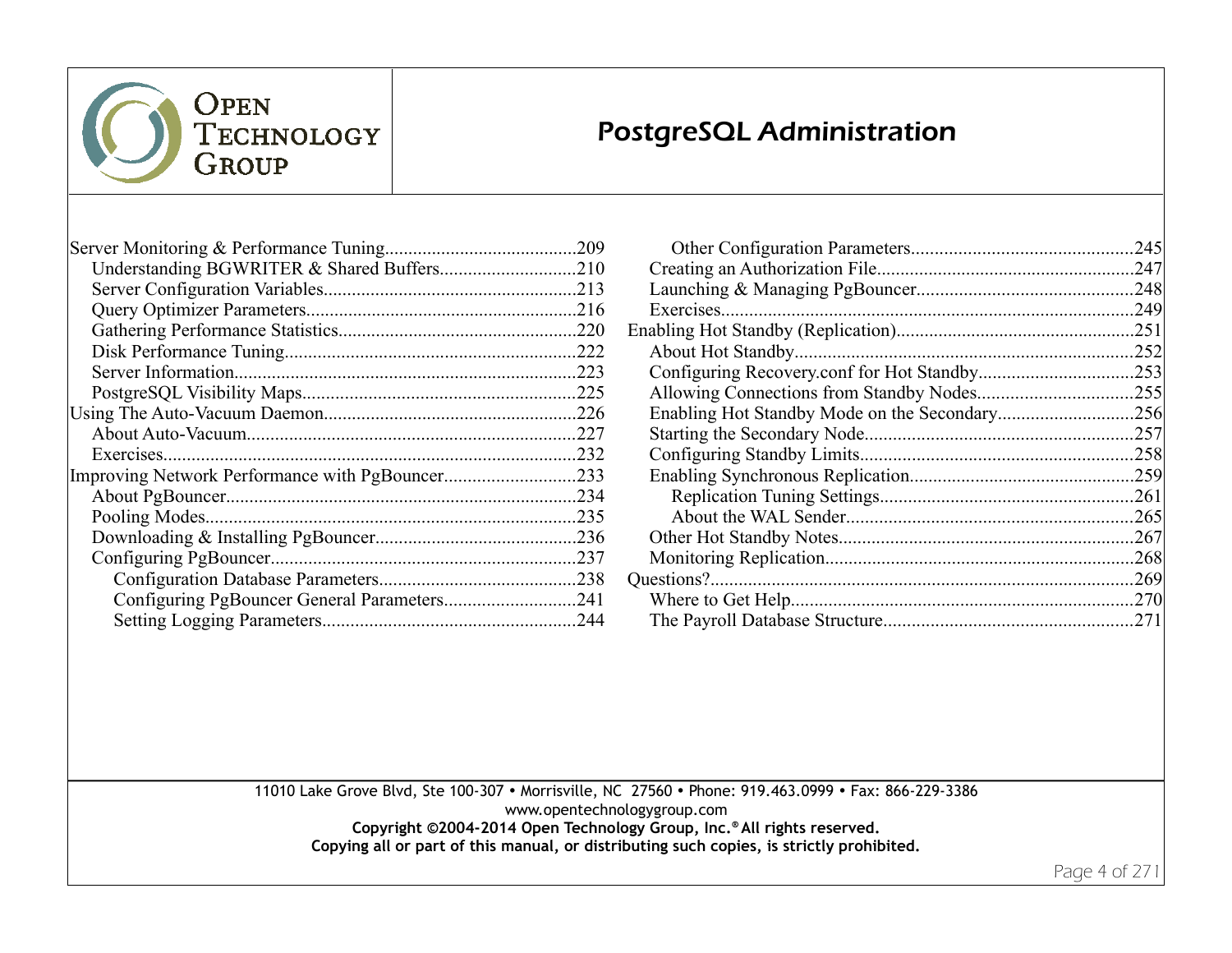Server Monitoring & Performance Tuning........................................209
- Understanding BGWRITER & Shared Buffers............................210
- Server Configuration Variables....................................................213
- Query Optimizer Parameters........................................................216
- Gathering Performance Statistics.................................................220
- Disk Performance Tuning.............................................................222
- Server Information........................................................................223
- PostgreSQL Visibility Maps.........................................................225

Using The Auto-Vacuum Daemon.....................................................226
- About Auto-Vacuum.....................................................................227
- Exercises......................................................................................232

Improving Network Performance with PgBouncer...........................233
- About PgBouncer..........................................................................234
- Pooling Modes..............................................................................235
- Downloading & Installing PgBouncer..........................................236
- Configuring PgBouncer................................................................237
  - Configuration Database Parameters.........................................238
  - Configuring PgBouncer General Parameters............................241
  - Setting Logging Parameters.....................................................244
  - Other Configuration Parameters..............................................245
- Creating an Authorization File......................................................247
- Launching & Managing PgBouncer.............................................248
- Exercises......................................................................................249

Enabling Hot Standby (Replication)..................................................251
- About Hot Standby........................................................................252
- Configuring Recovery.conf for Hot Standby.................................253
- Allowing Connections from Standby Nodes.................................255
- Enabling Hot Standby Mode on the Secondary............................256
- Starting the Secondary Node........................................................257
- Configuring Standby Limits.........................................................258
- Enabling Synchronous Replication...............................................259
  - Replication Tuning Settings.....................................................261
  - About the WAL Sender............................................................265
- Other Hot Standby Notes..............................................................267
- Monitoring Replication.................................................................268

Questions?..........................................................................................269
- Where to Get Help........................................................................270
- The Payroll Database Structure....................................................271